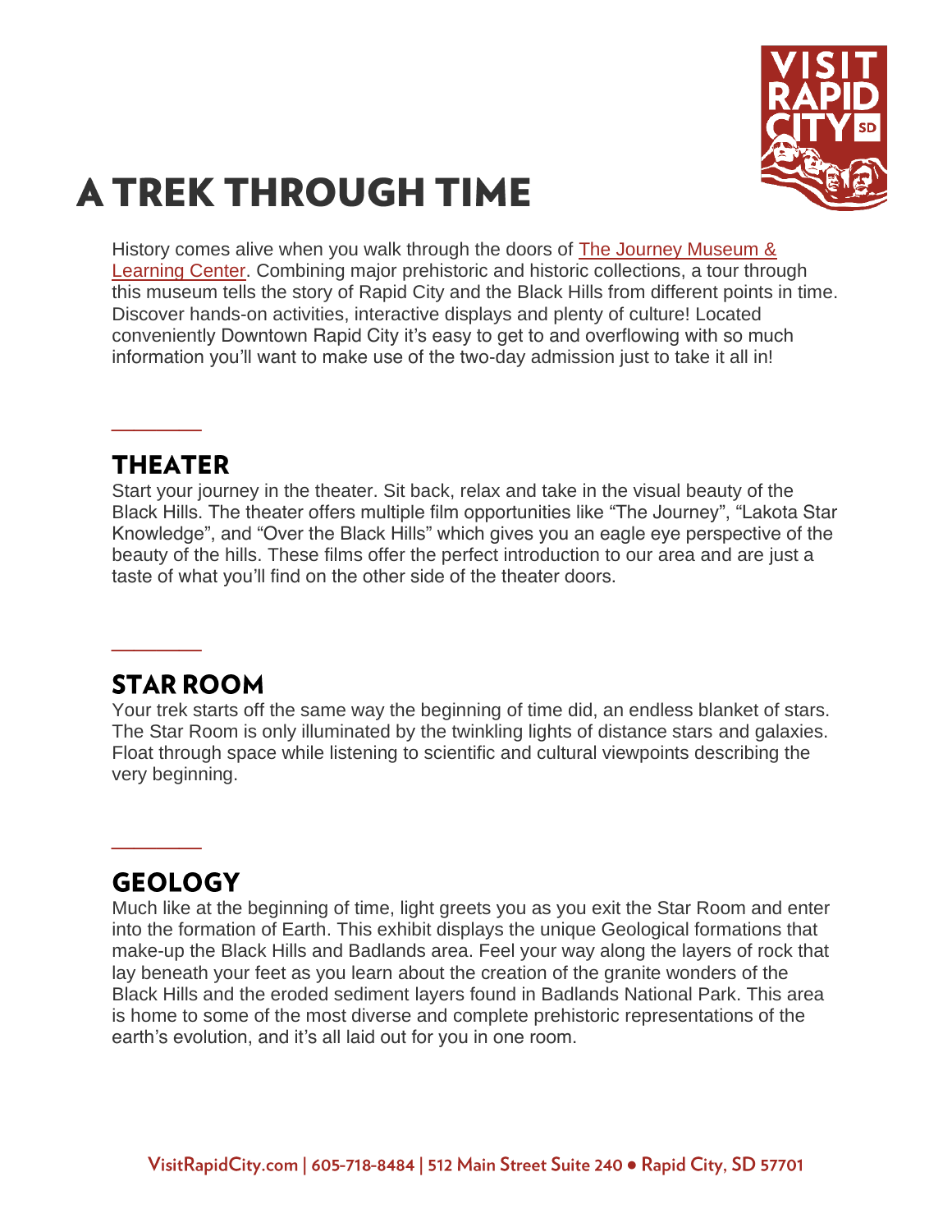# A TREK THROUGH TIME

History comes alive when you walk through the doors of [The Journey Museum & Learning Center](). Combining major prehistoric and historic collections, a tour through this museum tells the story of Rapid City and the Black Hills from different points in time. Discover hands-on activities, interactive displays and plenty of culture! Located conveniently Downtown Rapid City it's easy to get to and overflowing with so much information you'll want to make use of the two-day admission just to take it all in!

## THEATER

Start your journey in the theater. Sit back, relax and take in the visual beauty of the Black Hills. The theater offers multiple film opportunities like "The Journey", "Lakota Star Knowledge", and "Over the Black Hills" which gives you an eagle eye perspective of the beauty of the hills. These films offer the perfect introduction to our area and are just a taste of what you'll find on the other side of the theater doors.

## STAR ROOM

Your trek starts off the same way the beginning of time did, an endless blanket of stars. The Star Room is only illuminated by the twinkling lights of distance stars and galaxies. Float through space while listening to scientific and cultural viewpoints describing the very beginning.

## GEOLOGY

Much like at the beginning of time, light greets you as you exit the Star Room and enter into the formation of Earth. This exhibit displays the unique Geological formations that make-up the Black Hills and Badlands area. Feel your way along the layers of rock that lay beneath your feet as you learn about the creation of the granite wonders of the Black Hills and the eroded sediment layers found in Badlands National Park. This area is home to some of the most diverse and complete prehistoric representations of the earth's evolution, and it's all laid out for you in one room.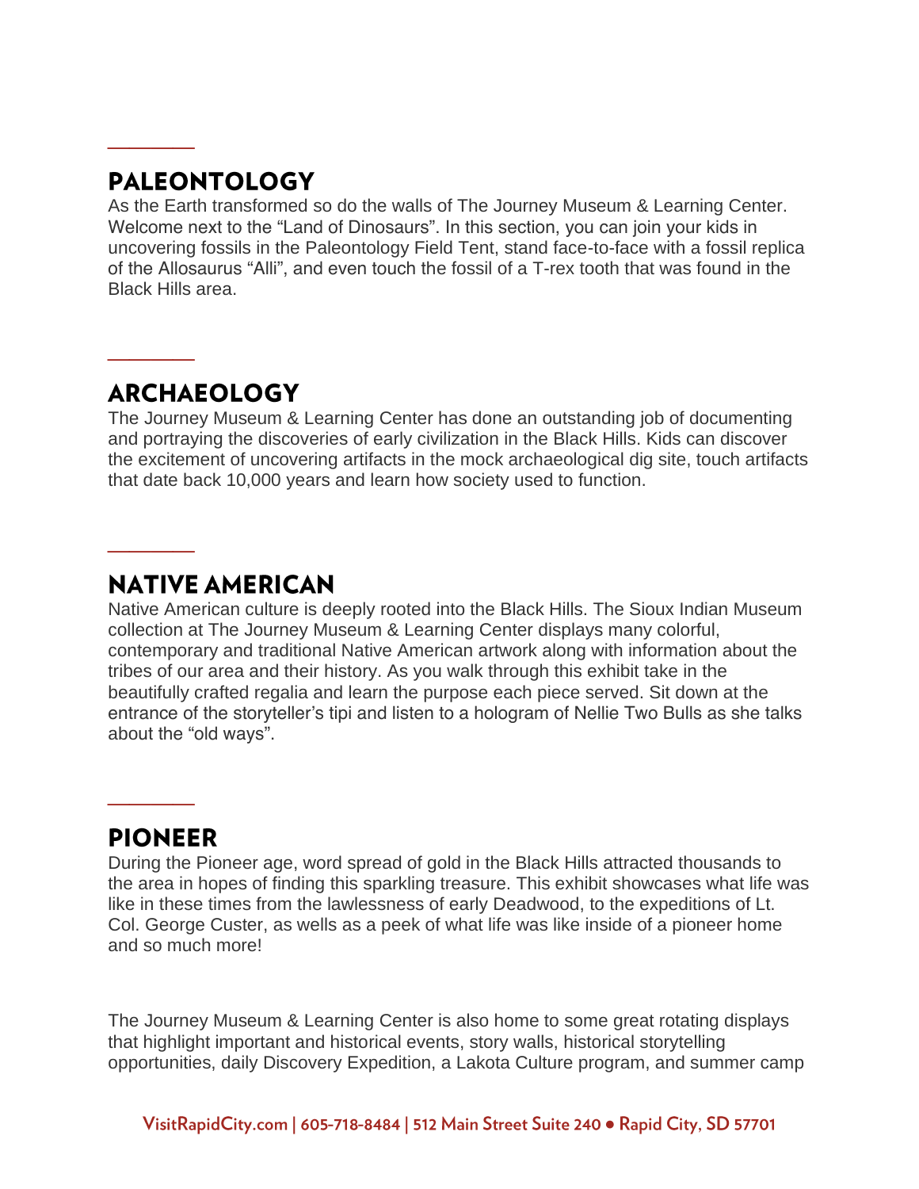## PALEONTOLOGY

As the Earth transformed so do the walls of The Journey Museum & Learning Center. Welcome next to the "Land of Dinosaurs". In this section, you can join your kids in uncovering fossils in the Paleontology Field Tent, stand face-to-face with a fossil replica of the Allosaurus "Alli", and even touch the fossil of a T-rex tooth that was found in the Black Hills area.

## ARCHAEOLOGY

The Journey Museum & Learning Center has done an outstanding job of documenting and portraying the discoveries of early civilization in the Black Hills. Kids can discover the excitement of uncovering artifacts in the mock archaeological dig site, touch artifacts that date back 10,000 years and learn how society used to function.

## NATIVE AMERICAN

Native American culture is deeply rooted into the Black Hills. The Sioux Indian Museum collection at The Journey Museum & Learning Center displays many colorful, contemporary and traditional Native American artwork along with information about the tribes of our area and their history. As you walk through this exhibit take in the beautifully crafted regalia and learn the purpose each piece served. Sit down at the entrance of the storyteller's tipi and listen to a hologram of Nellie Two Bulls as she talks about the "old ways".

## PIONEER

During the Pioneer age, word spread of gold in the Black Hills attracted thousands to the area in hopes of finding this sparkling treasure. This exhibit showcases what life was like in these times from the lawlessness of early Deadwood, to the expeditions of Lt. Col. George Custer, as wells as a peek of what life was like inside of a pioneer home and so much more!

The Journey Museum & Learning Center is also home to some great rotating displays that highlight important and historical events, story walls, historical storytelling opportunities, daily Discovery Expedition, a Lakota Culture program, and summer camp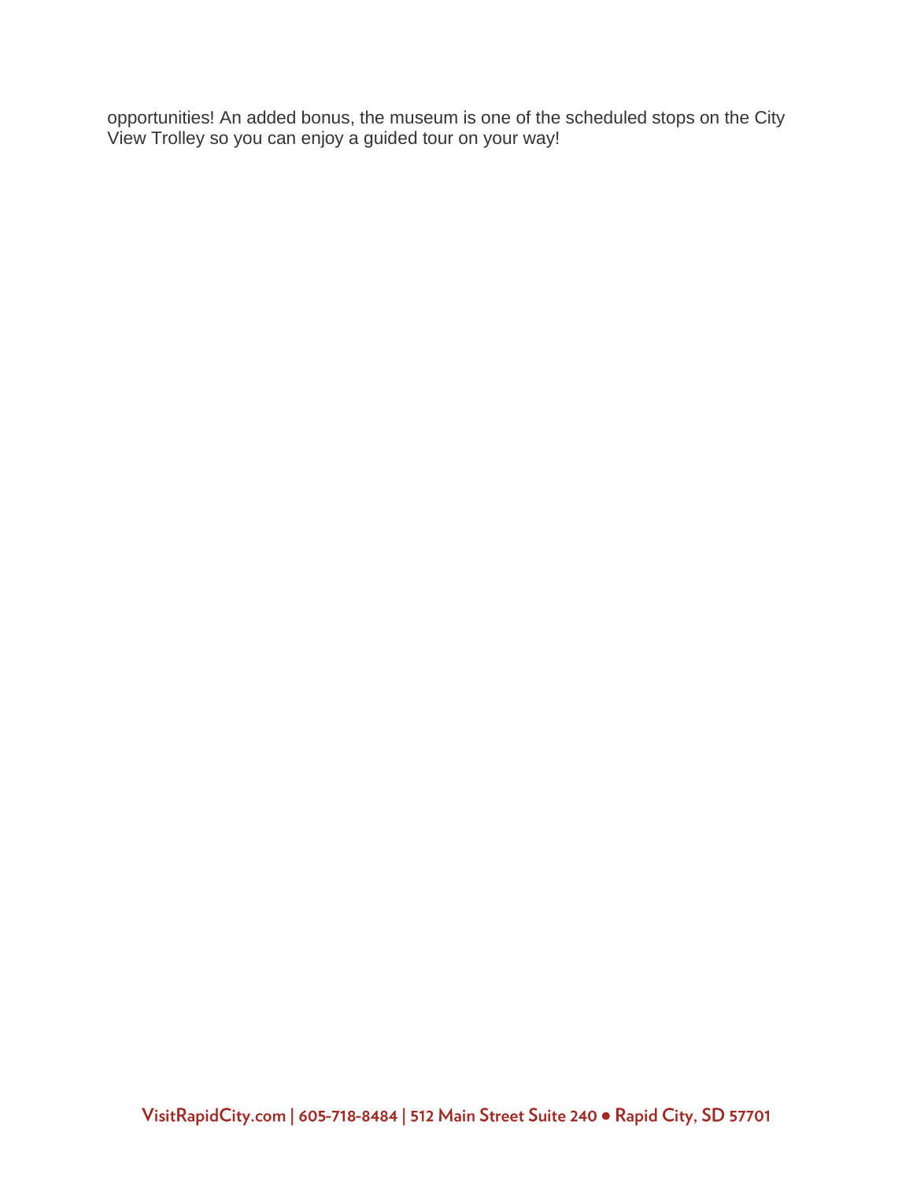opportunities! An added bonus, the museum is one of the scheduled stops on the City View Trolley so you can enjoy a guided tour on your way!